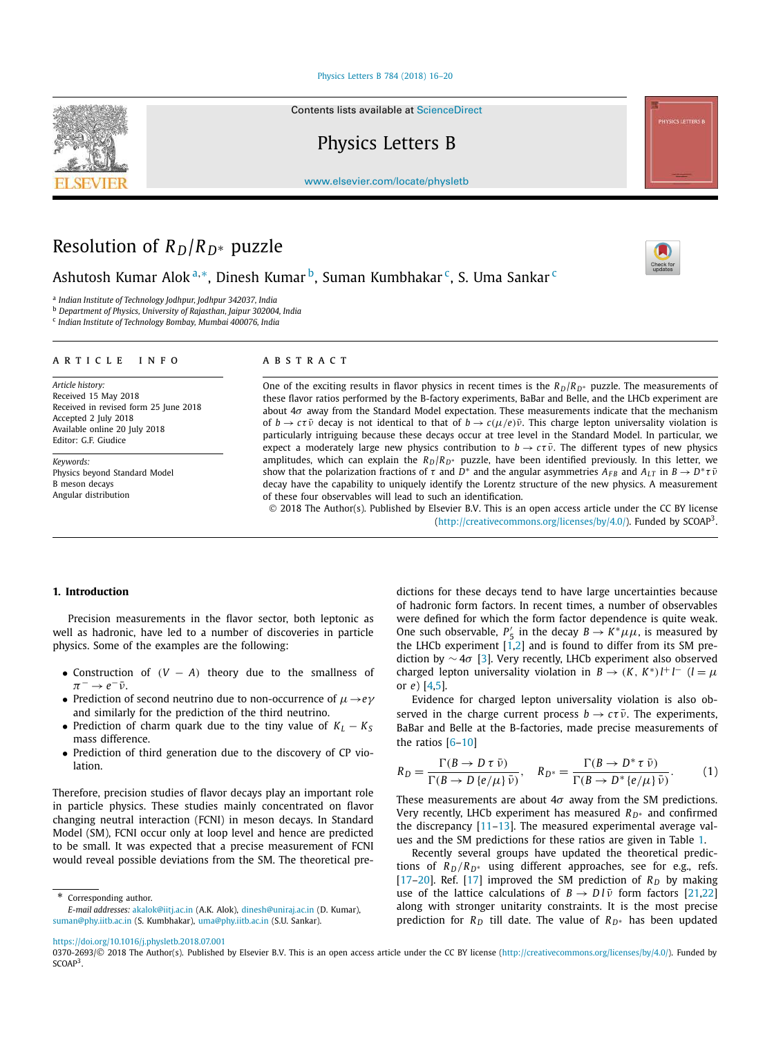# Resolution of $R_D/R_{D^*}$ puzzle

Ashutosh Kumar Alok [a,*], Dinesh Kumar [b], Suman Kumbhakar [c], S. Uma Sankar [c]

[a] Indian Institute of Technology Jodhpur, Jodhpur 342037, India
[b] Department of Physics, University of Rajasthan, Jaipur 302004, India
[c] Indian Institute of Technology Bombay, Mumbai 400076, India

**ARTICLE INFO**

*Article history:*
Received 15 May 2018
Received in revised form 25 June 2018
Accepted 2 July 2018
Available online 20 July 2018
Editor: G.F. Giudice

*Keywords:*
Physics beyond Standard Model
B meson decays
Angular distribution

**ABSTRACT**

One of the exciting results in flavor physics in recent times is the $R_D/R_{D^*}$ puzzle. The measurements of these flavor ratios performed by the B-factory experiments, BaBar and Belle, and the LHCb experiment are about $4\sigma$ away from the Standard Model expectation. These measurements indicate that the mechanism of $b \to c\tau\bar{\nu}$ decay is not identical to that of $b \to c(\mu/e)\bar{\nu}$. This charge lepton universality violation is particularly intriguing because these decays occur at tree level in the Standard Model. In particular, we expect a moderately large new physics contribution to $b \to c\tau\bar{\nu}$. The different types of new physics amplitudes, which can explain the $R_D/R_{D^*}$ puzzle, have been identified previously. In this letter, we show that the polarization fractions of $\tau$ and $D^*$ and the angular asymmetries $A_{FB}$ and $A_{LT}$ in $B \to D^*\tau\bar{\nu}$ decay have the capability to uniquely identify the Lorentz structure of the new physics. A measurement of these four observables will lead to such an identification.

© 2018 The Author(s). Published by Elsevier B.V. This is an open access article under the CC BY license (http://creativecommons.org/licenses/by/4.0/). Funded by SCOAP[3].

## 1. Introduction

Precision measurements in the flavor sector, both leptonic as well as hadronic, have led to a number of discoveries in particle physics. Some of the examples are the following:

- Construction of $(V - A)$ theory due to the smallness of $\pi^- \to e^-\bar{\nu}$.
- Prediction of second neutrino due to non-occurrence of $\mu \to e\gamma$ and similarly for the prediction of the third neutrino.
- Prediction of charm quark due to the tiny value of $K_L - K_S$ mass difference.
- Prediction of third generation due to the discovery of CP violation.

Therefore, precision studies of flavor decays play an important role in particle physics. These studies mainly concentrated on flavor changing neutral interaction (FCNI) in meson decays. In Standard Model (SM), FCNI occur only at loop level and hence are predicted to be small. It was expected that a precise measurement of FCNI would reveal possible deviations from the SM. The theoretical predictions for these decays tend to have large uncertainties because of hadronic form factors. In recent times, a number of observables were defined for which the form factor dependence is quite weak. One such observable, $P_5'$ in the decay $B \to K^*\mu\mu$, is measured by the LHCb experiment [1,2] and is found to differ from its SM prediction by $\sim 4\sigma$ [3]. Very recently, LHCb experiment also observed charged lepton universality violation in $B \to (K, K^*)l^+l^-$ $(l = \mu$ or $e)$ [4,5].

Evidence for charged lepton universality violation is also observed in the charge current process $b \to c\tau\bar{\nu}$. The experiments, BaBar and Belle at the B-factories, made precise measurements of the ratios [6–10]

$$R_D = \frac{\Gamma(B \to D\,\tau\,\bar{\nu})}{\Gamma(B \to D\,\{e/\mu\}\,\bar{\nu})}, \quad R_{D^*} = \frac{\Gamma(B \to D^*\,\tau\,\bar{\nu})}{\Gamma(B \to D^*\,\{e/\mu\}\,\bar{\nu})}. \tag{1}$$

These measurements are about $4\sigma$ away from the SM predictions. Very recently, LHCb experiment has measured $R_{D^*}$ and confirmed the discrepancy [11–13]. The measured experimental average values and the SM predictions for these ratios are given in Table 1.

Recently several groups have updated the theoretical predictions of $R_D/R_{D^*}$ using different approaches, see for e.g., refs. [17–20]. Ref. [17] improved the SM prediction of $R_D$ by making use of the lattice calculations of $B \to Dl\bar{\nu}$ form factors [21,22] along with stronger unitarity constraints. It is the most precise prediction for $R_D$ till date. The value of $R_{D^*}$ has been updated

---

\* Corresponding author.
*E-mail addresses:* akalok@iitj.ac.in (A.K. Alok), dinesh@uniraj.ac.in (D. Kumar), suman@phy.iitb.ac.in (S. Kumbhakar), uma@phy.iitb.ac.in (S.U. Sankar).

https://doi.org/10.1016/j.physletb.2018.07.001
0370-2693/© 2018 The Author(s). Published by Elsevier B.V. This is an open access article under the CC BY license (http://creativecommons.org/licenses/by/4.0/). Funded by SCOAP[3].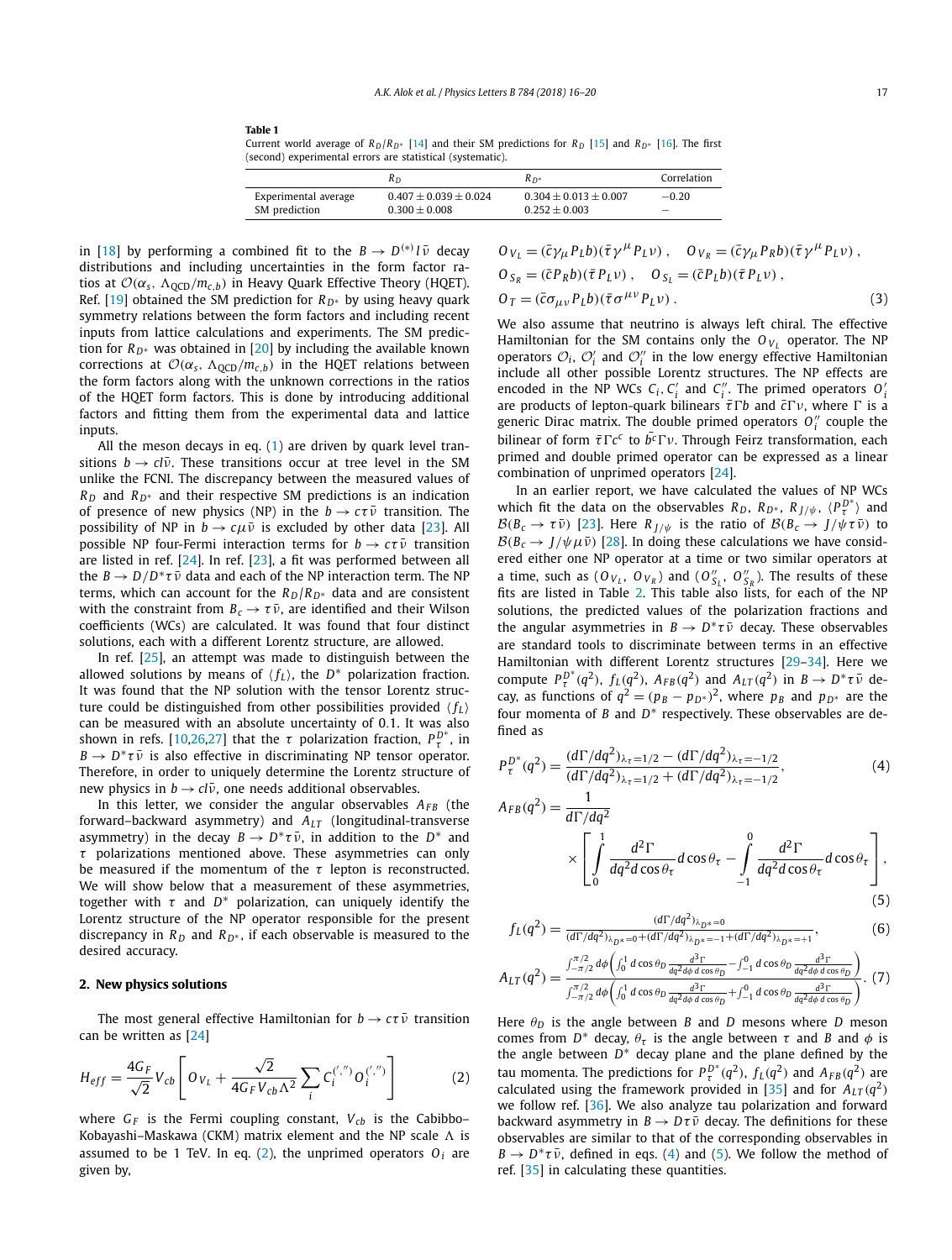**Table 1**
Current world average of $R_D/R_{D^*}$ [14] and their SM predictions for $R_D$ [15] and $R_{D^*}$ [16]. The first (second) experimental errors are statistical (systematic).

| | $R_D$ | $R_{D^*}$ | Correlation |
|---|---|---|---|
| Experimental average | $0.407 \pm 0.039 \pm 0.024$ | $0.304 \pm 0.013 \pm 0.007$ | $-0.20$ |
| SM prediction | $0.300 \pm 0.008$ | $0.252 \pm 0.003$ | – |

in [18] by performing a combined fit to the $B \to D^{(*)} l \bar{\nu}$ decay distributions and including uncertainties in the form factor ratios at $\mathcal{O}(\alpha_s, \Lambda_{\rm QCD}/m_{c,b})$ in Heavy Quark Effective Theory (HQET). Ref. [19] obtained the SM prediction for $R_{D^*}$ by using heavy quark symmetry relations between the form factors and including recent inputs from lattice calculations and experiments. The SM prediction for $R_{D^*}$ was obtained in [20] by including the available known corrections at $\mathcal{O}(\alpha_s, \Lambda_{\rm QCD}/m_{c,b})$ in the HQET relations between the form factors along with the unknown corrections in the ratios of the HQET form factors. This is done by introducing additional factors and fitting them from the experimental data and lattice inputs.

All the meson decays in eq. (1) are driven by quark level transitions $b \to c l \bar{\nu}$. These transitions occur at tree level in the SM unlike the FCNI. The discrepancy between the measured values of $R_D$ and $R_{D^*}$ and their respective SM predictions is an indication of presence of new physics (NP) in the $b \to c \tau \bar{\nu}$ transition. The possibility of NP in $b \to c \mu \bar{\nu}$ is excluded by other data [23]. All possible NP four-Fermi interaction terms for $b \to c \tau \bar{\nu}$ transition are listed in ref. [24]. In ref. [23], a fit was performed between all the $B \to D/D^* \tau \bar{\nu}$ data and each of the NP interaction term. The NP terms, which can account for the $R_D/R_{D^*}$ data and are consistent with the constraint from $B_c \to \tau \bar{\nu}$, are identified and their Wilson coefficients (WCs) are calculated. It was found that four distinct solutions, each with a different Lorentz structure, are allowed.

In ref. [25], an attempt was made to distinguish between the allowed solutions by means of $\langle f_L \rangle$, the $D^*$ polarization fraction. It was found that the NP solution with the tensor Lorentz structure could be distinguished from other possibilities provided $\langle f_L \rangle$ can be measured with an absolute uncertainty of 0.1. It was also shown in refs. [10,26,27] that the $\tau$ polarization fraction, $P_\tau^{D^*}$, in $B \to D^* \tau \bar{\nu}$ is also effective in discriminating NP tensor operator. Therefore, in order to uniquely determine the Lorentz structure of new physics in $b \to c l \bar{\nu}$, one needs additional observables.

In this letter, we consider the angular observables $A_{FB}$ (the forward–backward asymmetry) and $A_{LT}$ (longitudinal-transverse asymmetry) in the decay $B \to D^* \tau \bar{\nu}$, in addition to the $D^*$ and $\tau$ polarizations mentioned above. These asymmetries can only be measured if the momentum of the $\tau$ lepton is reconstructed. We will show below that a measurement of these asymmetries, together with $\tau$ and $D^*$ polarization, can uniquely identify the Lorentz structure of the NP operator responsible for the present discrepancy in $R_D$ and $R_{D^*}$, if each observable is measured to the desired accuracy.

## 2. New physics solutions

The most general effective Hamiltonian for $b \to c \tau \bar{\nu}$ transition can be written as [24]

$$H_{eff} = \frac{4G_F}{\sqrt{2}} V_{cb} \left[ O_{V_L} + \frac{\sqrt{2}}{4 G_F V_{cb} \Lambda^2} \sum_i C_i^{(',")} O_i^{(',")} \right] \tag{2}$$

where $G_F$ is the Fermi coupling constant, $V_{cb}$ is the Cabibbo–Kobayashi–Maskawa (CKM) matrix element and the NP scale $\Lambda$ is assumed to be 1 TeV. In eq. (2), the unprimed operators $O_i$ are given by,

$$\begin{aligned}
O_{V_L} &= (\bar{c}\gamma_\mu P_L b)(\bar{\tau}\gamma^\mu P_L \nu)\,, \quad O_{V_R} = (\bar{c}\gamma_\mu P_R b)(\bar{\tau}\gamma^\mu P_L \nu)\,, \\
O_{S_R} &= (\bar{c} P_R b)(\bar{\tau} P_L \nu)\,, \quad O_{S_L} = (\bar{c} P_L b)(\bar{\tau} P_L \nu)\,, \\
O_T &= (\bar{c}\sigma_{\mu\nu} P_L b)(\bar{\tau}\sigma^{\mu\nu} P_L \nu)\,.
\end{aligned} \tag{3}$$

We also assume that neutrino is always left chiral. The effective Hamiltonian for the SM contains only the $O_{V_L}$ operator. The NP operators $\mathcal{O}_i$, $\mathcal{O}_i'$ and $\mathcal{O}_i''$ in the low energy effective Hamiltonian include all other possible Lorentz structures. The NP effects are encoded in the NP WCs $C_i, C_i'$ and $C_i''$. The primed operators $O_i'$ are products of lepton-quark bilinears $\bar{\tau}\Gamma b$ and $\bar{c}\Gamma\nu$, where $\Gamma$ is a generic Dirac matrix. The double primed operators $O_i''$ couple the bilinear of form $\bar{\tau}\Gamma c^c$ to $\bar{b^c}\Gamma\nu$. Through Feirz transformation, each primed and double primed operator can be expressed as a linear combination of unprimed operators [24].

In an earlier report, we have calculated the values of NP WCs which fit the data on the observables $R_D$, $R_{D^*}$, $R_{J/\psi}$, $\langle P_\tau^{D^*} \rangle$ and $\mathcal{B}(B_c \to \tau\bar{\nu})$ [23]. Here $R_{J/\psi}$ is the ratio of $\mathcal{B}(B_c \to J/\psi \tau \bar{\nu})$ to $\mathcal{B}(B_c \to J/\psi \mu \bar{\nu})$ [28]. In doing these calculations we have considered either one NP operator at a time or two similar operators at a time, such as $(O_{V_L}, O_{V_R})$ and $(O''_{S_L}, O''_{S_R})$. The results of these fits are listed in Table 2. This table also lists, for each of the NP solutions, the predicted values of the polarization fractions and the angular asymmetries in $B \to D^* \tau \bar{\nu}$ decay. These observables are standard tools to discriminate between terms in an effective Hamiltonian with different Lorentz structures [29–34]. Here we compute $P_\tau^{D^*}(q^2)$, $f_L(q^2)$, $A_{FB}(q^2)$ and $A_{LT}(q^2)$ in $B \to D^* \tau \bar{\nu}$ decay, as functions of $q^2 = (p_B - p_{D^*})^2$, where $p_B$ and $p_{D^*}$ are the four momenta of $B$ and $D^*$ respectively. These observables are defined as

$$P_\tau^{D^*}(q^2) = \frac{(d\Gamma/dq^2)_{\lambda_\tau = 1/2} - (d\Gamma/dq^2)_{\lambda_\tau = -1/2}}{(d\Gamma/dq^2)_{\lambda_\tau = 1/2} + (d\Gamma/dq^2)_{\lambda_\tau = -1/2}}, \tag{4}$$

$$A_{FB}(q^2) = \frac{1}{d\Gamma/dq^2} \times \left[ \int_0^1 \frac{d^2\Gamma}{dq^2 d\cos\theta_\tau} d\cos\theta_\tau - \int_{-1}^0 \frac{d^2\Gamma}{dq^2 d\cos\theta_\tau} d\cos\theta_\tau \right], \tag{5}$$

$$f_L(q^2) = \frac{(d\Gamma/dq^2)_{\lambda_{D^*}=0}}{(d\Gamma/dq^2)_{\lambda_{D^*}=0} + (d\Gamma/dq^2)_{\lambda_{D^*}=-1} + (d\Gamma/dq^2)_{\lambda_{D^*}=+1}}, \tag{6}$$

$$A_{LT}(q^2) = \frac{\int_{-\pi/2}^{\pi/2} d\phi \left( \int_0^1 d\cos\theta_D \frac{d^3\Gamma}{dq^2 d\phi\, d\cos\theta_D} - \int_{-1}^0 d\cos\theta_D \frac{d^3\Gamma}{dq^2 d\phi\, d\cos\theta_D} \right)}{\int_{-\pi/2}^{\pi/2} d\phi \left( \int_0^1 d\cos\theta_D \frac{d^3\Gamma}{dq^2 d\phi\, d\cos\theta_D} + \int_{-1}^0 d\cos\theta_D \frac{d^3\Gamma}{dq^2 d\phi\, d\cos\theta_D} \right)}. \tag{7}$$

Here $\theta_D$ is the angle between $B$ and $D$ mesons where $D$ meson comes from $D^*$ decay, $\theta_\tau$ is the angle between $\tau$ and $B$ and $\phi$ is the angle between $D^*$ decay plane and the plane defined by the tau momenta. The predictions for $P_\tau^{D^*}(q^2)$, $f_L(q^2)$ and $A_{FB}(q^2)$ are calculated using the framework provided in [35] and for $A_{LT}(q^2)$ we follow ref. [36]. We also analyze tau polarization and forward backward asymmetry in $B \to D \tau \bar{\nu}$ decay. The definitions for these observables are similar to that of the corresponding observables in $B \to D^* \tau \bar{\nu}$, defined in eqs. (4) and (5). We follow the method of ref. [35] in calculating these quantities.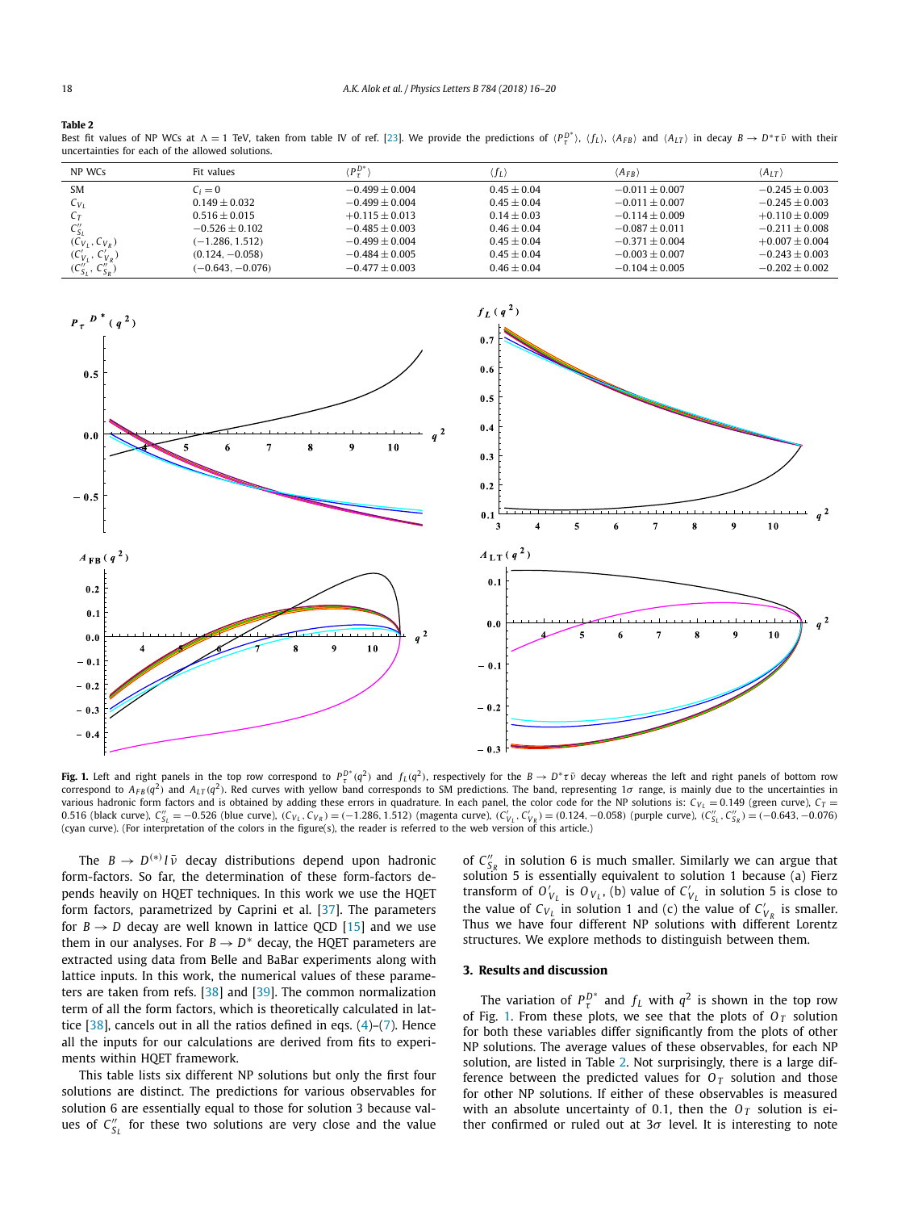**Table 2**
Best fit values of NP WCs at $\Lambda = 1$ TeV, taken from table IV of ref. [23]. We provide the predictions of $\langle P_\tau^{D^*} \rangle$, $\langle f_L \rangle$, $\langle A_{FB} \rangle$ and $\langle A_{LT} \rangle$ in decay $B \to D^* \tau \bar{\nu}$ with their uncertainties for each of the allowed solutions.

| NP WCs | Fit values | $\langle P_\tau^{D^*} \rangle$ | $\langle f_L \rangle$ | $\langle A_{FB} \rangle$ | $\langle A_{LT} \rangle$ |
|---|---|---|---|---|---|
| SM | $C_i = 0$ | $-0.499 \pm 0.004$ | $0.45 \pm 0.04$ | $-0.011 \pm 0.007$ | $-0.245 \pm 0.003$ |
| $C_{V_L}$ | $0.149 \pm 0.032$ | $-0.499 \pm 0.004$ | $0.45 \pm 0.04$ | $-0.011 \pm 0.007$ | $-0.245 \pm 0.003$ |
| $C_T$ | $0.516 \pm 0.015$ | $+0.115 \pm 0.013$ | $0.14 \pm 0.03$ | $-0.114 \pm 0.009$ | $+0.110 \pm 0.009$ |
| $C''_{S_L}$ | $-0.526 \pm 0.102$ | $-0.485 \pm 0.003$ | $0.46 \pm 0.04$ | $-0.087 \pm 0.011$ | $-0.211 \pm 0.008$ |
| $(C_{V_L}, C_{V_R})$ | $(-1.286, 1.512)$ | $-0.499 \pm 0.004$ | $0.45 \pm 0.04$ | $-0.371 \pm 0.004$ | $+0.007 \pm 0.004$ |
| $(C'_{V_L}, C'_{V_R})$ | $(0.124, -0.058)$ | $-0.484 \pm 0.005$ | $0.45 \pm 0.04$ | $-0.003 \pm 0.007$ | $-0.243 \pm 0.003$ |
| $(C''_{S_L}, C''_{S_R})$ | $(-0.643, -0.076)$ | $-0.477 \pm 0.003$ | $0.46 \pm 0.04$ | $-0.104 \pm 0.005$ | $-0.202 \pm 0.002$ |

$P_\tau^{D^*}(q^2)$
0.5
0.0
−0.5
5 6 7 8 9 10
$q^2$

$f_L(q^2)$
0.7
0.6
0.5
0.4
0.3
0.2
0.1
3 4 5 6 7 8 9 10
$q^2$

$A_{FB}(q^2)$
0.2
0.1
0.0
−0.1
−0.2
−0.3
−0.4
4 5 6 7 8 9 10
$q^2$

$A_{LT}(q^2)$
0.1
0.0
−0.1
−0.2
−0.3
4 5 6 7 8 9 10
$q^2$

**Fig. 1.** Left and right panels in the top row correspond to $P_\tau^{D^*}(q^2)$ and $f_L(q^2)$, respectively for the $B \to D^* \tau \bar{\nu}$ decay whereas the left and right panels of bottom row correspond to $A_{FB}(q^2)$ and $A_{LT}(q^2)$. Red curves with yellow band corresponds to SM predictions. The band, representing $1\sigma$ range, is mainly due to the uncertainties in various hadronic form factors and is obtained by adding these errors in quadrature. In each panel, the color code for the NP solutions is: $C_{V_L} = 0.149$ (green curve), $C_T = 0.516$ (black curve), $C''_{S_L} = -0.526$ (blue curve), $(C_{V_L}, C_{V_R}) = (-1.286, 1.512)$ (magenta curve), $(C'_{V_L}, C'_{V_R}) = (0.124, -0.058)$ (purple curve), $(C''_{S_L}, C''_{S_R}) = (-0.643, -0.076)$ (cyan curve). (For interpretation of the colors in the figure(s), the reader is referred to the web version of this article.)

The $B \to D^{(*)} l \bar{\nu}$ decay distributions depend upon hadronic form-factors. So far, the determination of these form-factors depends heavily on HQET techniques. In this work we use the HQET form factors, parametrized by Caprini et al. [37]. The parameters for $B \to D$ decay are well known in lattice QCD [15] and we use them in our analyses. For $B \to D^*$ decay, the HQET parameters are extracted using data from Belle and BaBar experiments along with lattice inputs. In this work, the numerical values of these parameters are taken from refs. [38] and [39]. The common normalization term of all the form factors, which is theoretically calculated in lattice [38], cancels out in all the ratios defined in eqs. (4)–(7). Hence all the inputs for our calculations are derived from fits to experiments within HQET framework.

This table lists six different NP solutions but only the first four solutions are distinct. The predictions for various observables for solution 6 are essentially equal to those for solution 3 because values of $C''_{S_L}$ for these two solutions are very close and the value of $C''_{S_R}$ in solution 6 is much smaller. Similarly we can argue that solution 5 is essentially equivalent to solution 1 because (a) Fierz transform of $O'_{V_L}$ is $O_{V_L}$, (b) value of $C'_{V_L}$ in solution 5 is close to the value of $C_{V_L}$ in solution 1 and (c) the value of $C'_{V_R}$ is smaller. Thus we have four different NP solutions with different Lorentz structures. We explore methods to distinguish between them.

## 3. Results and discussion

The variation of $P_\tau^{D^*}$ and $f_L$ with $q^2$ is shown in the top row of Fig. 1. From these plots, we see that the plots of $O_T$ solution for both these variables differ significantly from the plots of other NP solutions. The average values of these observables, for each NP solution, are listed in Table 2. Not surprisingly, there is a large difference between the predicted values for $O_T$ solution and those for other NP solutions. If either of these observables is measured with an absolute uncertainty of 0.1, then the $O_T$ solution is either confirmed or ruled out at $3\sigma$ level. It is interesting to note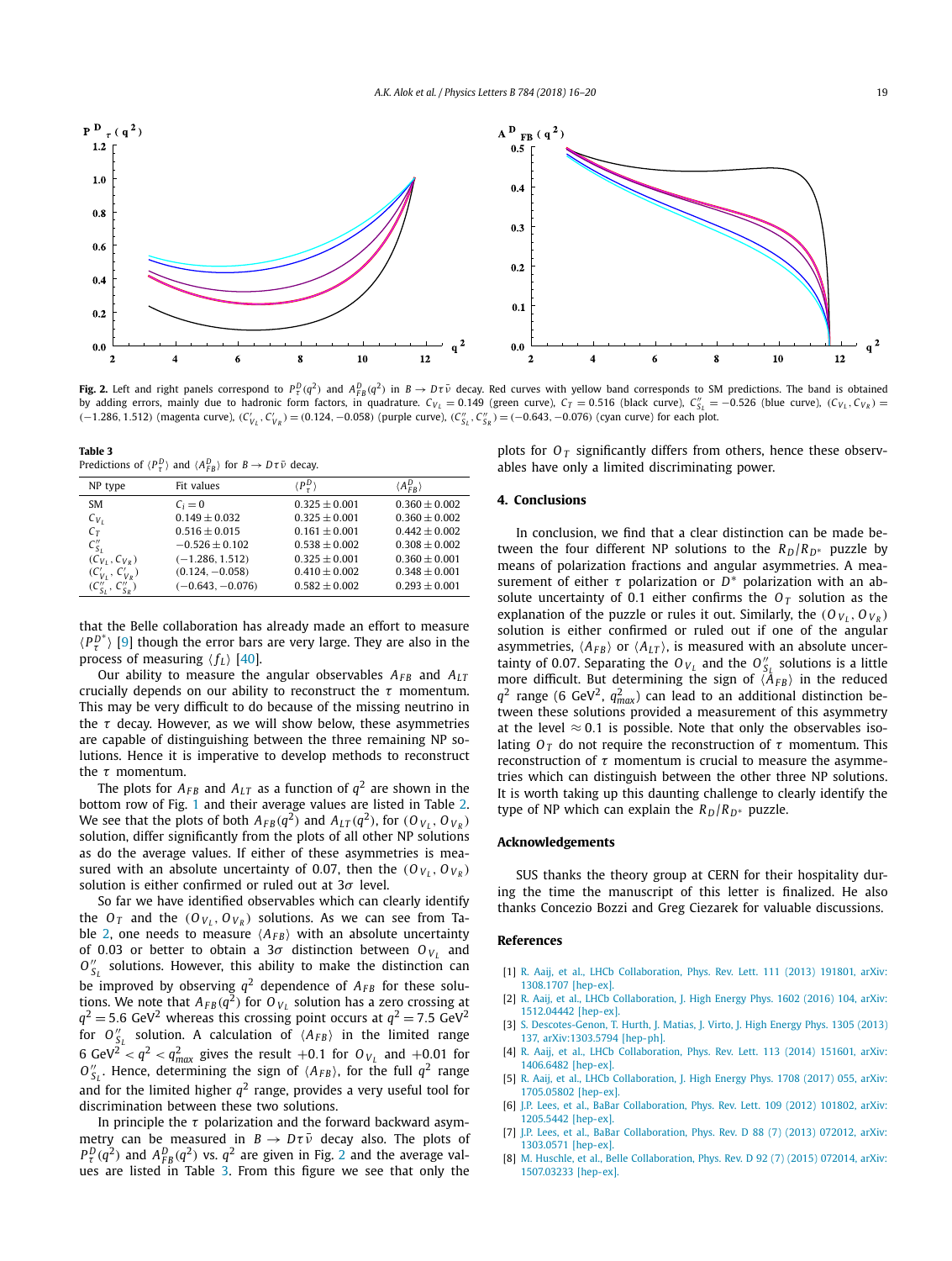$P^D_\tau(q^2)$

1.2
1.0
0.8
0.6
0.4
0.2
0.0

2 4 6 8 10 12 $q^2$

$A^D_{FB}(q^2)$

0.5
0.4
0.3
0.2
0.1
0.0

2 4 6 8 10 12 $q^2$

**Fig. 2.** Left and right panels correspond to $P^D_\tau(q^2)$ and $A^D_{FB}(q^2)$ in $B \to D\tau\bar{\nu}$ decay. Red curves with yellow band corresponds to SM predictions. The band is obtained by adding errors, mainly due to hadronic form factors, in quadrature. $C_{V_L} = 0.149$ (green curve), $C_T = 0.516$ (black curve), $C''_{S_L} = -0.526$ (blue curve), $(C_{V_L}, C_{V_R}) = (-1.286, 1.512)$ (magenta curve), $(C'_{V_L}, C'_{V_R}) = (0.124, -0.058)$ (purple curve), $(C''_{S_L}, C''_{S_R}) = (-0.643, -0.076)$ (cyan curve) for each plot.

**Table 3**
Predictions of $\langle P^D_\tau \rangle$ and $\langle A^D_{FB} \rangle$ for $B \to D\tau\bar{\nu}$ decay.

| NP type | Fit values | $\langle P^D_\tau \rangle$ | $\langle A^D_{FB} \rangle$ |
|---|---|---|---|
| SM | $C_i = 0$ | $0.325 \pm 0.001$ | $0.360 \pm 0.002$ |
| $C_{V_L}$ | $0.149 \pm 0.032$ | $0.325 \pm 0.001$ | $0.360 \pm 0.002$ |
| $C_T$ | $0.516 \pm 0.015$ | $0.161 \pm 0.001$ | $0.442 \pm 0.002$ |
| $C''_{S_L}$ | $-0.526 \pm 0.102$ | $0.538 \pm 0.002$ | $0.308 \pm 0.002$ |
| $(C_{V_L}, C_{V_R})$ | $(-1.286, 1.512)$ | $0.325 \pm 0.001$ | $0.360 \pm 0.001$ |
| $(C'_{V_L}, C'_{V_R})$ | $(0.124, -0.058)$ | $0.410 \pm 0.002$ | $0.348 \pm 0.001$ |
| $(C''_{S_L}, C''_{S_R})$ | $(-0.643, -0.076)$ | $0.582 \pm 0.002$ | $0.293 \pm 0.001$ |

that the Belle collaboration has already made an effort to measure $\langle P^{D^*}_\tau \rangle$ [9] though the error bars are very large. They are also in the process of measuring $\langle f_L \rangle$ [40].

Our ability to measure the angular observables $A_{FB}$ and $A_{LT}$ crucially depends on our ability to reconstruct the $\tau$ momentum. This may be very difficult to do because of the missing neutrino in the $\tau$ decay. However, as we will show below, these asymmetries are capable of distinguishing between the three remaining NP solutions. Hence it is imperative to develop methods to reconstruct the $\tau$ momentum.

The plots for $A_{FB}$ and $A_{LT}$ as a function of $q^2$ are shown in the bottom row of Fig. 1 and their average values are listed in Table 2. We see that the plots of both $A_{FB}(q^2)$ and $A_{LT}(q^2)$, for $(O_{V_L}, O_{V_R})$ solution, differ significantly from the plots of all other NP solutions as do the average values. If either of these asymmetries is measured with an absolute uncertainty of 0.07, then the $(O_{V_L}, O_{V_R})$ solution is either confirmed or ruled out at $3\sigma$ level.

So far we have identified observables which can clearly identify the $O_T$ and the $(O_{V_L}, O_{V_R})$ solutions. As we can see from Table 2, one needs to measure $\langle A_{FB} \rangle$ with an absolute uncertainty of 0.03 or better to obtain a $3\sigma$ distinction between $O_{V_L}$ and $O''_{S_L}$ solutions. However, this ability to make the distinction can be improved by observing $q^2$ dependence of $A_{FB}$ for these solutions. We note that $A_{FB}(q^2)$ for $O_{V_L}$ solution has a zero crossing at $q^2 = 5.6$ GeV$^2$ whereas this crossing point occurs at $q^2 = 7.5$ GeV$^2$ for $O''_{S_L}$ solution. A calculation of $\langle A_{FB} \rangle$ in the limited range 6 GeV$^2 < q^2 < q^2_{max}$ gives the result $+0.1$ for $O_{V_L}$ and $+0.01$ for $O''_{S_L}$. Hence, determining the sign of $\langle A_{FB} \rangle$, for the full $q^2$ range and for the limited higher $q^2$ range, provides a very useful tool for discrimination between these two solutions.

In principle the $\tau$ polarization and the forward backward asymmetry can be measured in $B \to D\tau\bar{\nu}$ decay also. The plots of $P^D_\tau(q^2)$ and $A^D_{FB}(q^2)$ vs. $q^2$ are given in Fig. 2 and the average values are listed in Table 3. From this figure we see that only the plots for $O_T$ significantly differs from others, hence these observables have only a limited discriminating power.

## 4. Conclusions

In conclusion, we find that a clear distinction can be made between the four different NP solutions to the $R_D/R_{D^*}$ puzzle by means of polarization fractions and angular asymmetries. A measurement of either $\tau$ polarization or $D^*$ polarization with an absolute uncertainty of 0.1 either confirms the $O_T$ solution as the explanation of the puzzle or rules it out. Similarly, the $(O_{V_L}, O_{V_R})$ solution is either confirmed or ruled out if one of the angular asymmetries, $\langle A_{FB} \rangle$ or $\langle A_{LT} \rangle$, is measured with an absolute uncertainty of 0.07. Separating the $O_{V_L}$ and the $O''_{S_L}$ solutions is a little more difficult. But determining the sign of $\langle A_{FB} \rangle$ in the reduced $q^2$ range (6 GeV$^2$, $q^2_{max}$) can lead to an additional distinction between these solutions provided a measurement of this asymmetry at the level $\approx 0.1$ is possible. Note that only the observables isolating $O_T$ do not require the reconstruction of $\tau$ momentum. This reconstruction of $\tau$ momentum is crucial to measure the asymmetries which can distinguish between the other three NP solutions. It is worth taking up this daunting challenge to clearly identify the type of NP which can explain the $R_D/R_{D^*}$ puzzle.

## Acknowledgements

SUS thanks the theory group at CERN for their hospitality during the time the manuscript of this letter is finalized. He also thanks Concezio Bozzi and Greg Ciezarek for valuable discussions.

## References

[1] R. Aaij, et al., LHCb Collaboration, Phys. Rev. Lett. 111 (2013) 191801, arXiv:1308.1707 [hep-ex].
[2] R. Aaij, et al., LHCb Collaboration, J. High Energy Phys. 1602 (2016) 104, arXiv:1512.04442 [hep-ex].
[3] S. Descotes-Genon, T. Hurth, J. Matias, J. Virto, J. High Energy Phys. 1305 (2013) 137, arXiv:1303.5794 [hep-ph].
[4] R. Aaij, et al., LHCb Collaboration, Phys. Rev. Lett. 113 (2014) 151601, arXiv:1406.6482 [hep-ex].
[5] R. Aaij, et al., LHCb Collaboration, J. High Energy Phys. 1708 (2017) 055, arXiv:1705.05802 [hep-ex].
[6] J.P. Lees, et al., BaBar Collaboration, Phys. Rev. Lett. 109 (2012) 101802, arXiv:1205.5442 [hep-ex].
[7] J.P. Lees, et al., BaBar Collaboration, Phys. Rev. D 88 (7) (2013) 072012, arXiv:1303.0571 [hep-ex].
[8] M. Huschle, et al., Belle Collaboration, Phys. Rev. D 92 (7) (2015) 072014, arXiv:1507.03233 [hep-ex].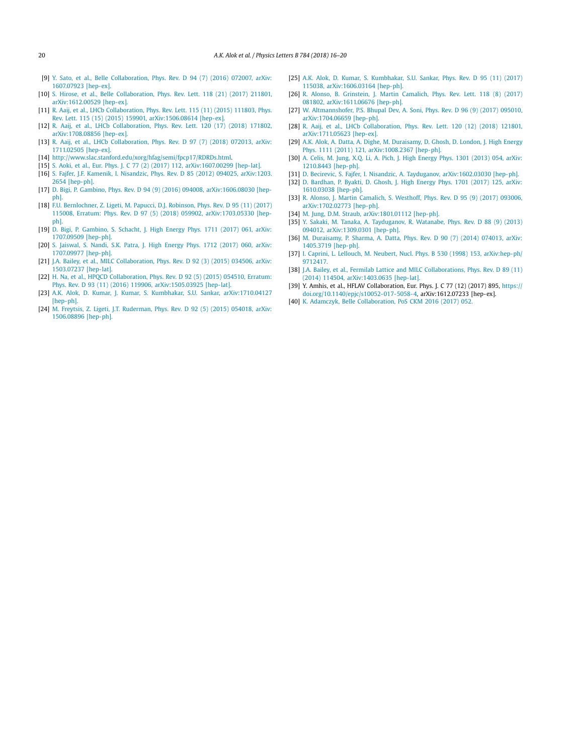[9] Y. Sato, et al., Belle Collaboration, Phys. Rev. D 94 (7) (2016) 072007, arXiv:1607.07923 [hep-ex].
[10] S. Hirose, et al., Belle Collaboration, Phys. Rev. Lett. 118 (21) (2017) 211801, arXiv:1612.00529 [hep-ex].
[11] R. Aaij, et al., LHCb Collaboration, Phys. Rev. Lett. 115 (11) (2015) 111803, Phys. Rev. Lett. 115 (15) (2015) 159901, arXiv:1506.08614 [hep-ex].
[12] R. Aaij, et al., LHCb Collaboration, Phys. Rev. Lett. 120 (17) (2018) 171802, arXiv:1708.08856 [hep-ex].
[13] R. Aaij, et al., LHCb Collaboration, Phys. Rev. D 97 (7) (2018) 072013, arXiv:1711.02505 [hep-ex].
[14] http://www.slac.stanford.edu/xorg/hfag/semi/fpcp17/RDRDs.html.
[15] S. Aoki, et al., Eur. Phys. J. C 77 (2) (2017) 112, arXiv:1607.00299 [hep-lat].
[16] S. Fajfer, J.F. Kamenik, I. Nisandzic, Phys. Rev. D 85 (2012) 094025, arXiv:1203.2654 [hep-ph].
[17] D. Bigi, P. Gambino, Phys. Rev. D 94 (9) (2016) 094008, arXiv:1606.08030 [hep-ph].
[18] F.U. Bernlochner, Z. Ligeti, M. Papucci, D.J. Robinson, Phys. Rev. D 95 (11) (2017) 115008, Erratum: Phys. Rev. D 97 (5) (2018) 059902, arXiv:1703.05330 [hep-ph].
[19] D. Bigi, P. Gambino, S. Schacht, J. High Energy Phys. 1711 (2017) 061, arXiv:1707.09509 [hep-ph].
[20] S. Jaiswal, S. Nandi, S.K. Patra, J. High Energy Phys. 1712 (2017) 060, arXiv:1707.09977 [hep-ph].
[21] J.A. Bailey, et al., MILC Collaboration, Phys. Rev. D 92 (3) (2015) 034506, arXiv:1503.07237 [hep-lat].
[22] H. Na, et al., HPQCD Collaboration, Phys. Rev. D 92 (5) (2015) 054510, Erratum: Phys. Rev. D 93 (11) (2016) 119906, arXiv:1505.03925 [hep-lat].
[23] A.K. Alok, D. Kumar, J. Kumar, S. Kumbhakar, S.U. Sankar, arXiv:1710.04127 [hep-ph].
[24] M. Freytsis, Z. Ligeti, J.T. Ruderman, Phys. Rev. D 92 (5) (2015) 054018, arXiv:1506.08896 [hep-ph].
[25] A.K. Alok, D. Kumar, S. Kumbhakar, S.U. Sankar, Phys. Rev. D 95 (11) (2017) 115038, arXiv:1606.03164 [hep-ph].
[26] R. Alonso, B. Grinstein, J. Martin Camalich, Phys. Rev. Lett. 118 (8) (2017) 081802, arXiv:1611.06676 [hep-ph].
[27] W. Altmannshofer, P.S. Bhupal Dev, A. Soni, Phys. Rev. D 96 (9) (2017) 095010, arXiv:1704.06659 [hep-ph].
[28] R. Aaij, et al., LHCb Collaboration, Phys. Rev. Lett. 120 (12) (2018) 121801, arXiv:1711.05623 [hep-ex].
[29] A.K. Alok, A. Datta, A. Dighe, M. Duraisamy, D. Ghosh, D. London, J. High Energy Phys. 1111 (2011) 121, arXiv:1008.2367 [hep-ph].
[30] A. Celis, M. Jung, X.Q. Li, A. Pich, J. High Energy Phys. 1301 (2013) 054, arXiv:1210.8443 [hep-ph].
[31] D. Becirevic, S. Fajfer, I. Nisandzic, A. Tayduganov, arXiv:1602.03030 [hep-ph].
[32] D. Bardhan, P. Byakti, D. Ghosh, J. High Energy Phys. 1701 (2017) 125, arXiv:1610.03038 [hep-ph].
[33] R. Alonso, J. Martin Camalich, S. Westhoff, Phys. Rev. D 95 (9) (2017) 093006, arXiv:1702.02773 [hep-ph].
[34] M. Jung, D.M. Straub, arXiv:1801.01112 [hep-ph].
[35] Y. Sakaki, M. Tanaka, A. Tayduganov, R. Watanabe, Phys. Rev. D 88 (9) (2013) 094012, arXiv:1309.0301 [hep-ph].
[36] M. Duraisamy, P. Sharma, A. Datta, Phys. Rev. D 90 (7) (2014) 074013, arXiv:1405.3719 [hep-ph].
[37] I. Caprini, L. Lellouch, M. Neubert, Nucl. Phys. B 530 (1998) 153, arXiv:hep-ph/9712417.
[38] J.A. Bailey, et al., Fermilab Lattice and MILC Collaborations, Phys. Rev. D 89 (11) (2014) 114504, arXiv:1403.0635 [hep-lat].
[39] Y. Amhis, et al., HFLAV Collaboration, Eur. Phys. J. C 77 (12) (2017) 895, https://doi.org/10.1140/epjc/s10052-017-5058-4, arXiv:1612.07233 [hep-ex].
[40] K. Adamczyk, Belle Collaboration, PoS CKM 2016 (2017) 052.